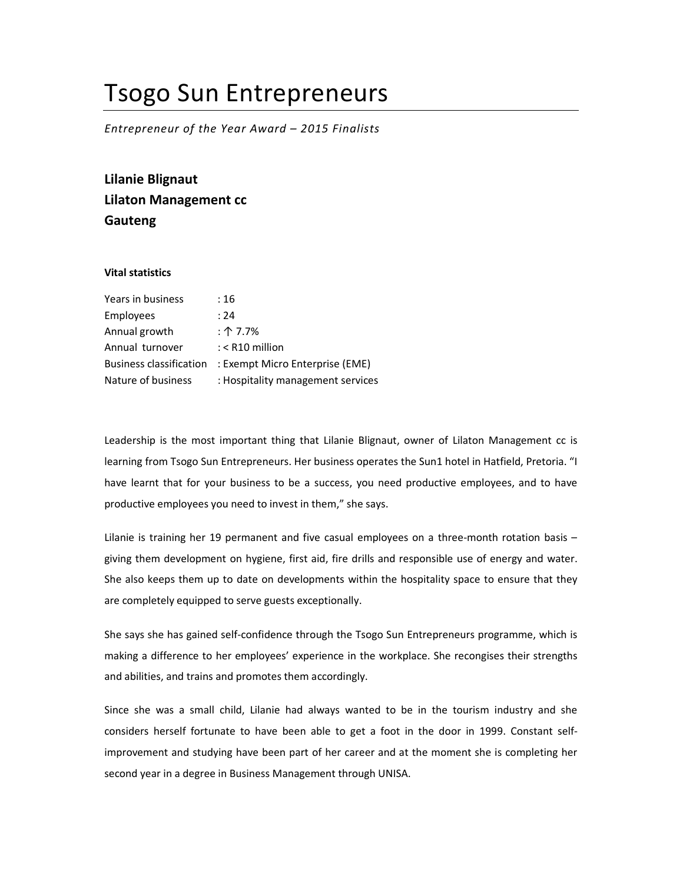# Tsogo Sun Entrepreneurs

*Entrepreneur of the Year Award – 2015 Finalists*

**Lilanie Blignaut**
**Lilaton Management cc**
**Gauteng**

**Vital statistics**

| | |
|---|---|
| Years in business | : 16 |
| Employees | : 24 |
| Annual growth | : ↑ 7.7% |
| Annual turnover | : < R10 million |
| Business classification | : Exempt Micro Enterprise (EME) |
| Nature of business | : Hospitality management services |

Leadership is the most important thing that Lilanie Blignaut, owner of Lilaton Management cc is learning from Tsogo Sun Entrepreneurs. Her business operates the Sun1 hotel in Hatfield, Pretoria. "I have learnt that for your business to be a success, you need productive employees, and to have productive employees you need to invest in them," she says.

Lilanie is training her 19 permanent and five casual employees on a three-month rotation basis – giving them development on hygiene, first aid, fire drills and responsible use of energy and water. She also keeps them up to date on developments within the hospitality space to ensure that they are completely equipped to serve guests exceptionally.

She says she has gained self-confidence through the Tsogo Sun Entrepreneurs programme, which is making a difference to her employees' experience in the workplace. She recongises their strengths and abilities, and trains and promotes them accordingly.

Since she was a small child, Lilanie had always wanted to be in the tourism industry and she considers herself fortunate to have been able to get a foot in the door in 1999. Constant self-improvement and studying have been part of her career and at the moment she is completing her second year in a degree in Business Management through UNISA.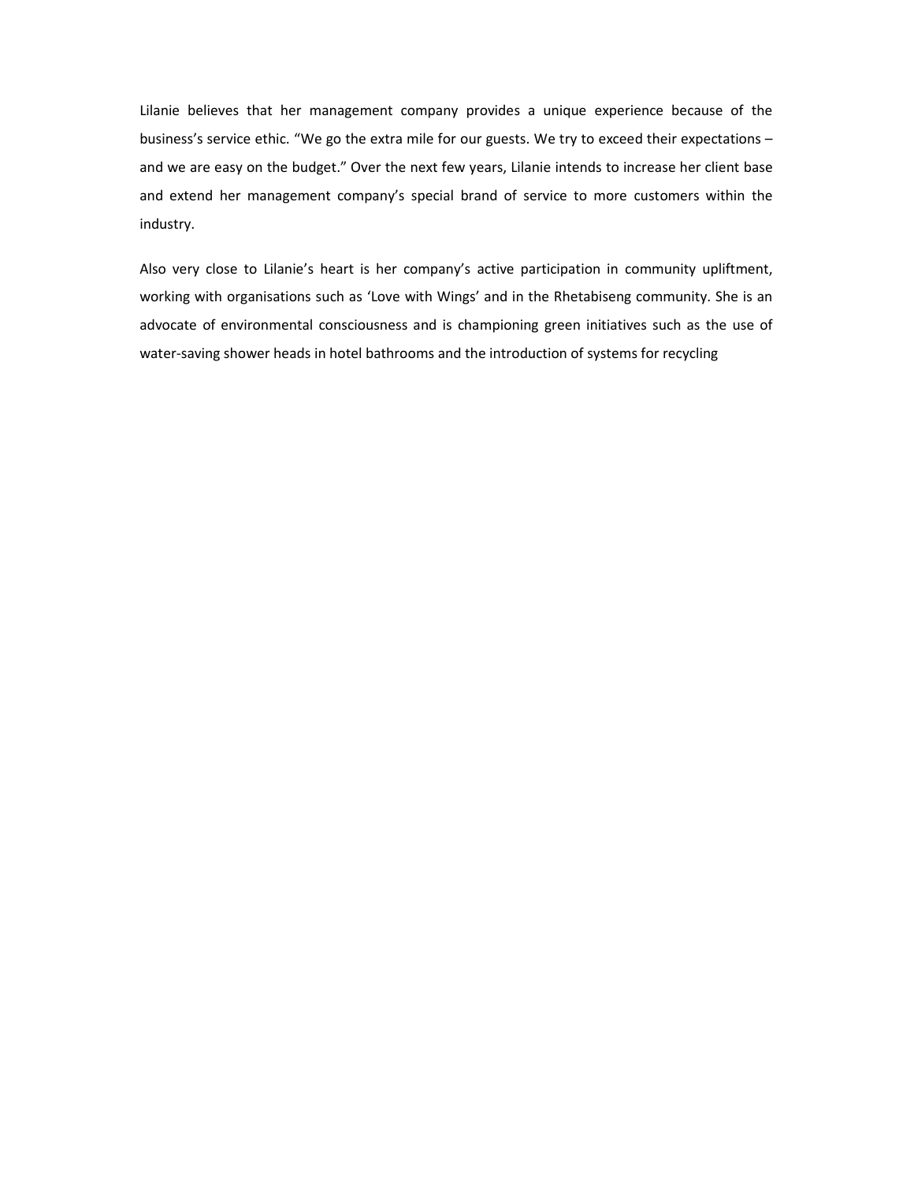Lilanie believes that her management company provides a unique experience because of the business's service ethic. "We go the extra mile for our guests. We try to exceed their expectations – and we are easy on the budget." Over the next few years, Lilanie intends to increase her client base and extend her management company's special brand of service to more customers within the industry.

Also very close to Lilanie's heart is her company's active participation in community upliftment, working with organisations such as 'Love with Wings' and in the Rhetabiseng community. She is an advocate of environmental consciousness and is championing green initiatives such as the use of water-saving shower heads in hotel bathrooms and the introduction of systems for recycling